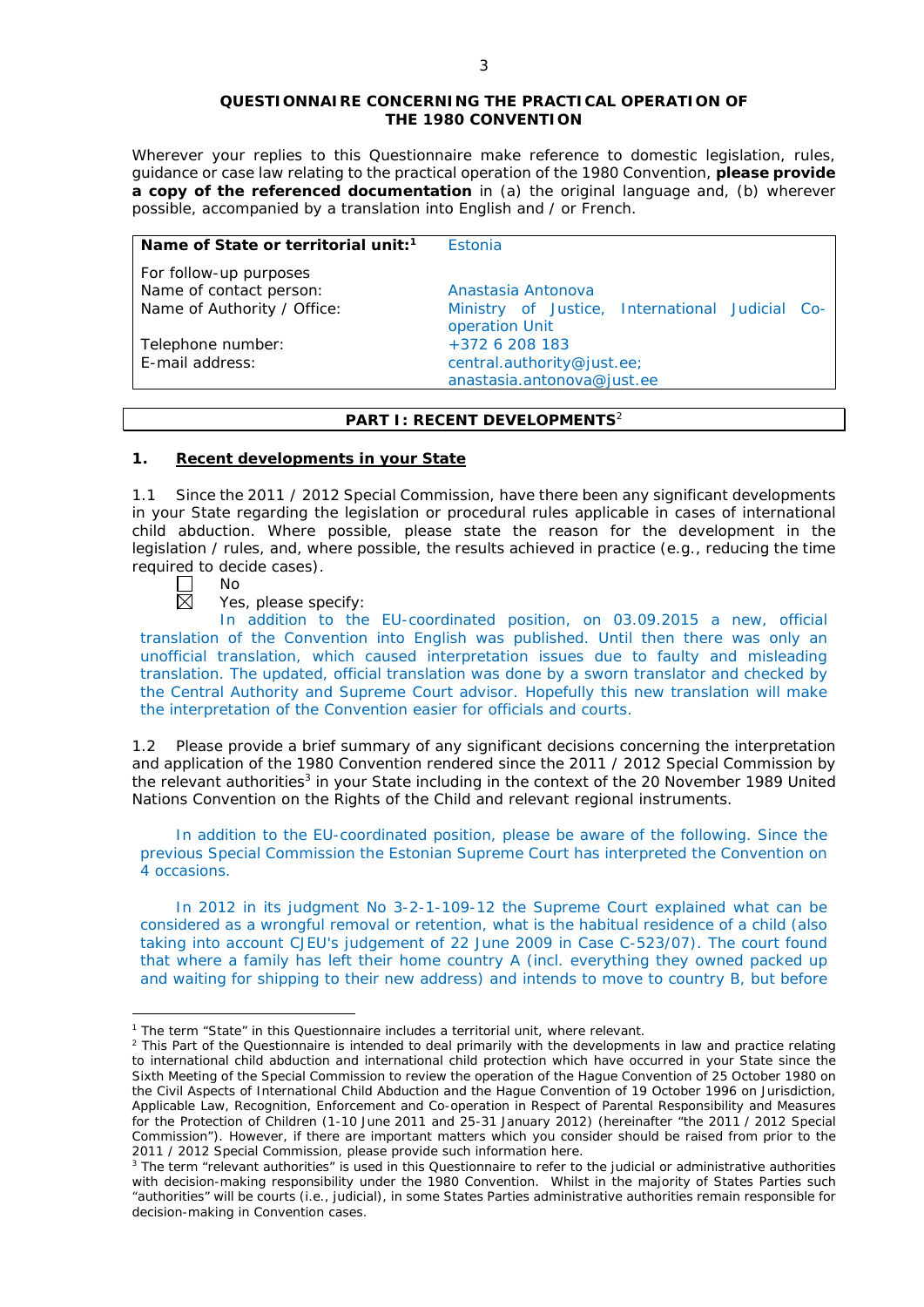**QUESTIONNAIRE CONCERNING THE PRACTICAL OPERATION OF THE 1980 CONVENTION**

Wherever your replies to this Questionnaire make reference to domestic legislation, rules, guidance or case law relating to the practical operation of the 1980 Convention, **please provide a copy of the referenced documentation** in (a) the original language and, (b) wherever possible, accompanied by a translation into English and / or French.

| | |
|---|---|
| **Name of State or territorial unit:**[1] | Estonia |
| For follow-up purposes | |
| Name of contact person: | Anastasia Antonova |
| Name of Authority / Office: | Ministry of Justice, International Judicial Co-operation Unit |
| Telephone number: | +372 6 208 183 |
| E-mail address: | central.authority@just.ee; anastasia.antonova@just.ee |

## PART I: RECENT DEVELOPMENTS[2]

### 1. Recent developments in your State

1.1 Since the 2011 / 2012 Special Commission, have there been any significant developments in your State regarding the legislation or procedural rules applicable in cases of international child abduction. Where possible, please state the reason for the development in the legislation / rules, and, where possible, the results achieved in practice (e.g., reducing the time required to decide cases).

☐ No

☒ Yes, please specify:

In addition to the EU-coordinated position, on 03.09.2015 a new, official translation of the Convention into English was published. Until then there was only an unofficial translation, which caused interpretation issues due to faulty and misleading translation. The updated, official translation was done by a sworn translator and checked by the Central Authority and Supreme Court advisor. Hopefully this new translation will make the interpretation of the Convention easier for officials and courts.

1.2 Please provide a brief summary of any significant decisions concerning the interpretation and application of the 1980 Convention rendered since the 2011 / 2012 Special Commission by the relevant authorities[3] in your State including in the context of the 20 November 1989 United Nations Convention on the Rights of the Child and relevant regional instruments.

In addition to the EU-coordinated position, please be aware of the following. Since the previous Special Commission the Estonian Supreme Court has interpreted the Convention on 4 occasions.

In 2012 in its judgment No 3-2-1-109-12 the Supreme Court explained what can be considered as a wrongful removal or retention, what is the habitual residence of a child (also taking into account CJEU's judgement of 22 June 2009 in Case C-523/07). The court found that where a family has left their home country A (incl. everything they owned packed up and waiting for shipping to their new address) and intends to move to country B, but before

---

[1] The term "State" in this Questionnaire includes a territorial unit, where relevant.

[2] This Part of the Questionnaire is intended to deal primarily with the developments in law and practice relating to international child abduction and international child protection which have occurred in your State since the Sixth Meeting of the Special Commission to review the operation of the Hague Convention of 25 October 1980 on the Civil Aspects of International Child Abduction and the Hague Convention of 19 October 1996 on Jurisdiction, Applicable Law, Recognition, Enforcement and Co-operation in Respect of Parental Responsibility and Measures for the Protection of Children (1-10 June 2011 and 25-31 January 2012) (hereinafter "the 2011 / 2012 Special Commission"). However, if there are important matters which you consider should be raised from prior to the 2011 / 2012 Special Commission, please provide such information here.

[3] The term "relevant authorities" is used in this Questionnaire to refer to the judicial or administrative authorities with decision-making responsibility under the 1980 Convention. Whilst in the majority of States Parties such "authorities" will be courts (i.e., judicial), in some States Parties administrative authorities remain responsible for decision-making in Convention cases.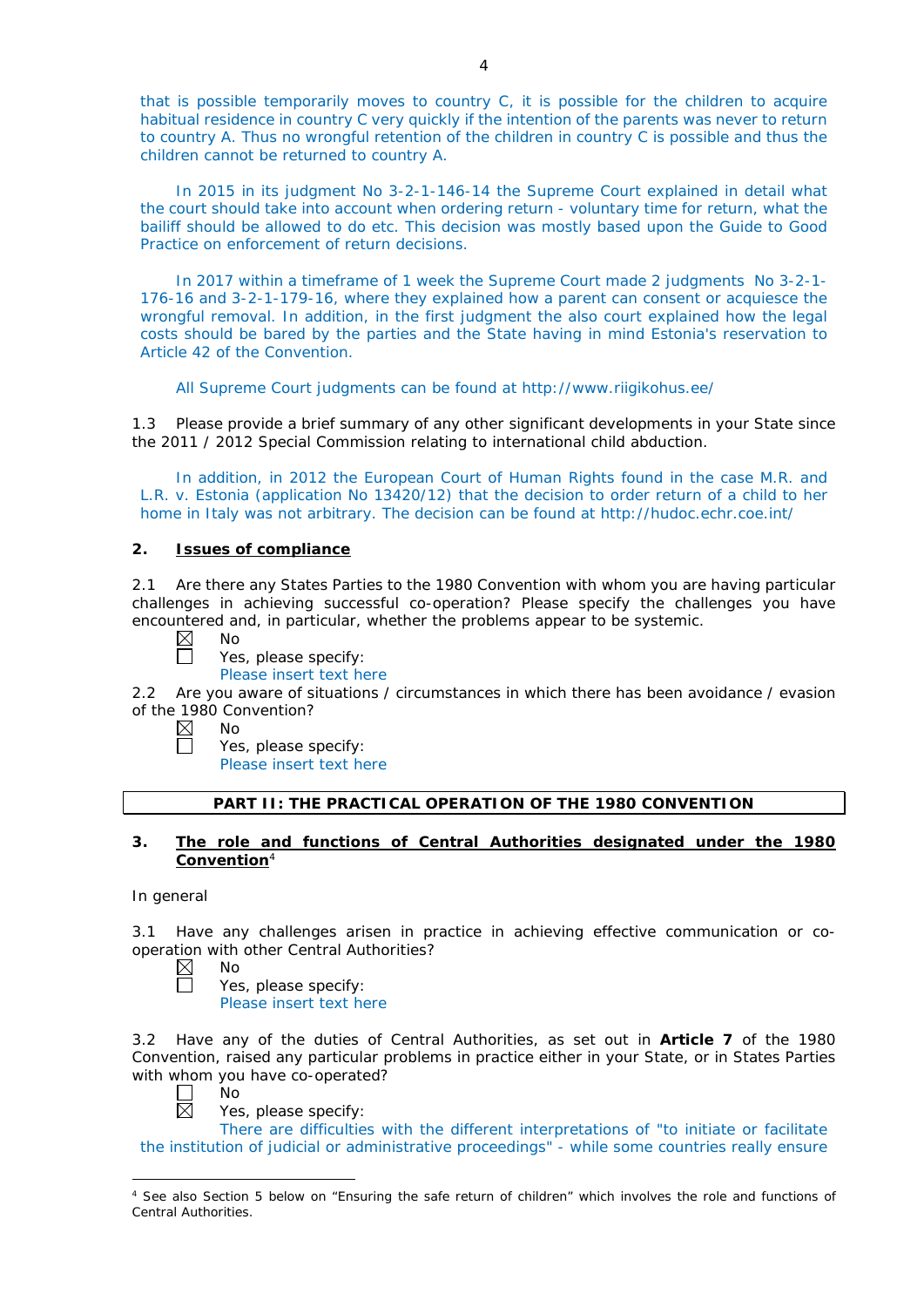that is possible temporarily moves to country C, it is possible for the children to acquire habitual residence in country C very quickly if the intention of the parents was never to return to country A. Thus no wrongful retention of the children in country C is possible and thus the children cannot be returned to country A.

In 2015 in its judgment No 3-2-1-146-14 the Supreme Court explained in detail what the court should take into account when ordering return - voluntary time for return, what the bailiff should be allowed to do etc. This decision was mostly based upon the Guide to Good Practice on enforcement of return decisions.

In 2017 within a timeframe of 1 week the Supreme Court made 2 judgments No 3-2-1-176-16 and 3-2-1-179-16, where they explained how a parent can consent or acquiesce the wrongful removal. In addition, in the first judgment the also court explained how the legal costs should be bared by the parties and the State having in mind Estonia's reservation to Article 42 of the Convention.

All Supreme Court judgments can be found at http://www.riigikohus.ee/

1.3 Please provide a brief summary of any other significant developments in your State since the 2011 / 2012 Special Commission relating to international child abduction.

In addition, in 2012 the European Court of Human Rights found in the case M.R. and L.R. v. Estonia (application No 13420/12) that the decision to order return of a child to her home in Italy was not arbitrary. The decision can be found at http://hudoc.echr.coe.int/

## 2. Issues of compliance

2.1 Are there any States Parties to the 1980 Convention with whom you are having particular challenges in achieving successful co-operation? Please specify the challenges you have encountered and, in particular, whether the problems appear to be systemic.

☒ No
☐ Yes, please specify:
Please insert text here

2.2 Are you aware of situations / circumstances in which there has been avoidance / evasion of the 1980 Convention?

☒ No
☐ Yes, please specify:
Please insert text here

## PART II: THE PRACTICAL OPERATION OF THE 1980 CONVENTION

## 3. The role and functions of Central Authorities designated under the 1980 Convention[4]

In general

3.1 Have any challenges arisen in practice in achieving effective communication or co-operation with other Central Authorities?

☒ No
☐ Yes, please specify:
Please insert text here

3.2 Have any of the duties of Central Authorities, as set out in **Article 7** of the 1980 Convention, raised any particular problems in practice either in your State, or in States Parties with whom you have co-operated?

☐ No
☒ Yes, please specify:
There are difficulties with the different interpretations of "to initiate or facilitate the institution of judicial or administrative proceedings" - while some countries really ensure

[4] See also Section 5 below on "Ensuring the safe return of children" which involves the role and functions of Central Authorities.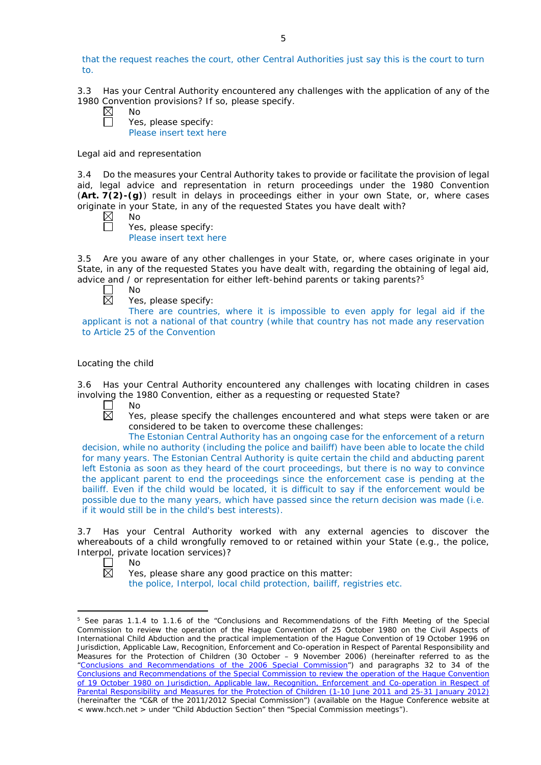that the request reaches the court, other Central Authorities just say this is the court to turn to.

3.3 Has your Central Authority encountered any challenges with the application of any of the 1980 Convention provisions? If so, please specify.

☒ No
☐ Yes, please specify:
Please insert text here

Legal aid and representation

3.4 Do the measures your Central Authority takes to provide or facilitate the provision of legal aid, legal advice and representation in return proceedings under the 1980 Convention (**Art. 7(2)-(g)**) result in delays in proceedings either in your own State, or, where cases originate in your State, in any of the requested States you have dealt with?

☒ No
☐ Yes, please specify:
Please insert text here

3.5 Are you aware of any other challenges in your State, or, where cases originate in your State, in any of the requested States you have dealt with, regarding the obtaining of legal aid, advice and / or representation for either left-behind parents or taking parents?[5]

☐ No
☒ Yes, please specify:
There are countries, where it is impossible to even apply for legal aid if the applicant is not a national of that country (while that country has not made any reservation to Article 25 of the Convention

Locating the child

3.6 Has your Central Authority encountered any challenges with locating children in cases involving the 1980 Convention, either as a requesting or requested State?

☐ No
☒ Yes, please specify the challenges encountered and what steps were taken or are considered to be taken to overcome these challenges:
The Estonian Central Authority has an ongoing case for the enforcement of a return decision, while no authority (including the police and bailiff) have been able to locate the child for many years. The Estonian Central Authority is quite certain the child and abducting parent left Estonia as soon as they heard of the court proceedings, but there is no way to convince the applicant parent to end the proceedings since the enforcement case is pending at the bailiff. Even if the child would be located, it is difficult to say if the enforcement would be possible due to the many years, which have passed since the return decision was made (i.e. if it would still be in the child's best interests).

3.7 Has your Central Authority worked with any external agencies to discover the whereabouts of a child wrongfully removed to or retained within your State (e.g., the police, Interpol, private location services)?

☐ No
☒ Yes, please share any good practice on this matter:
the police, Interpol, local child protection, bailiff, registries etc.

---

[5] See paras 1.1.4 to 1.1.6 of the "Conclusions and Recommendations of the Fifth Meeting of the Special Commission to review the operation of the Hague Convention of 25 October 1980 on the Civil Aspects of International Child Abduction and the practical implementation of the Hague Convention of 19 October 1996 on Jurisdiction, Applicable Law, Recognition, Enforcement and Co-operation in Respect of Parental Responsibility and Measures for the Protection of Children (30 October – 9 November 2006) (hereinafter referred to as the "Conclusions and Recommendations of the 2006 Special Commission") and paragraphs 32 to 34 of the Conclusions and Recommendations of the Special Commission to review the operation of the Hague Convention of 19 October 1980 on Jurisdiction, Applicable law, Recognition, Enforcement and Co-operation in Respect of Parental Responsibility and Measures for the Protection of Children (1-10 June 2011 and 25-31 January 2012) (hereinafter the "C&R of the 2011/2012 Special Commission") (available on the Hague Conference website at < www.hcch.net > under "Child Abduction Section" then "Special Commission meetings").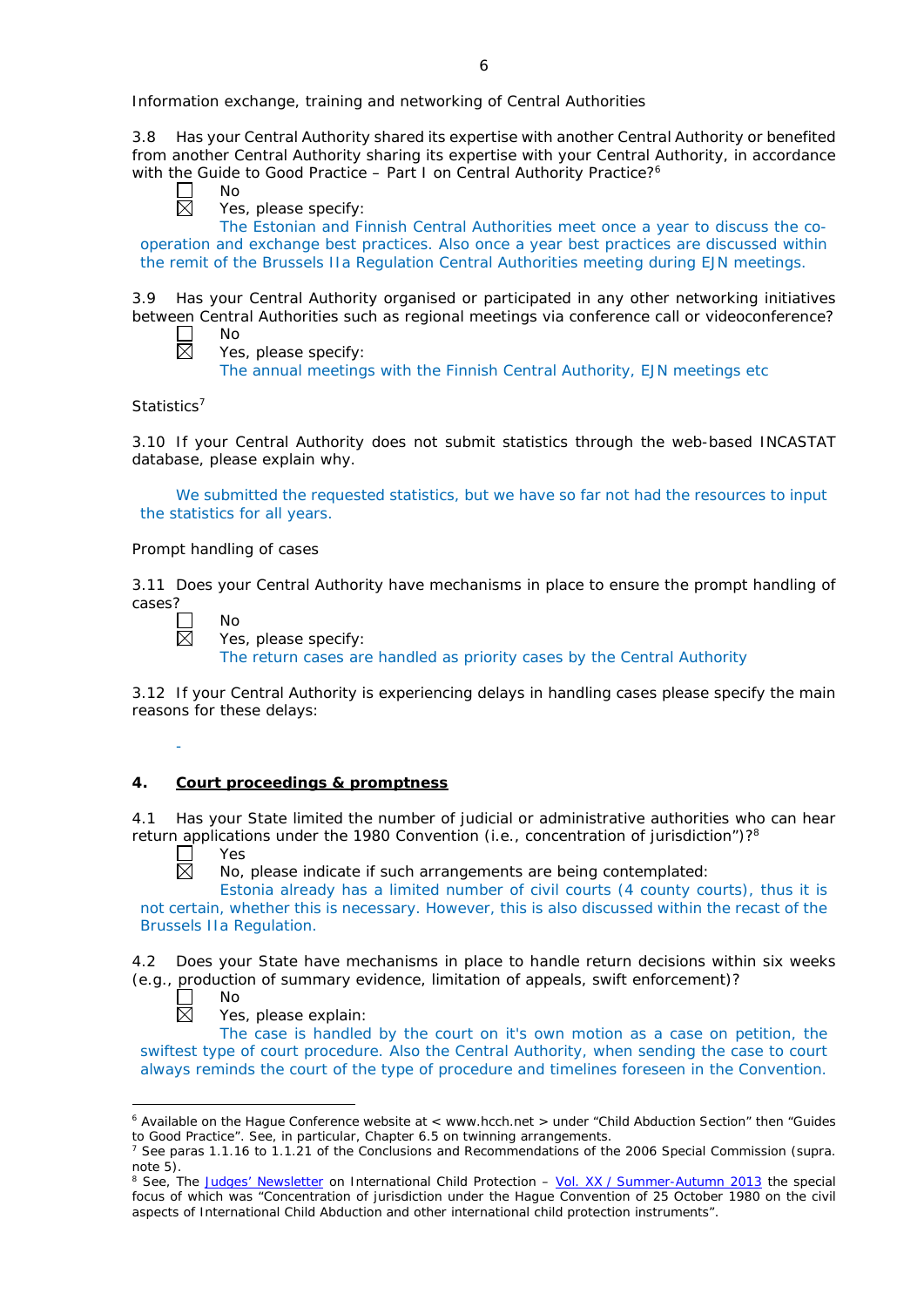Information exchange, training and networking of Central Authorities

3.8 Has your Central Authority shared its expertise with another Central Authority or benefited from another Central Authority sharing its expertise with your Central Authority, in accordance with the Guide to Good Practice – Part I on Central Authority Practice?[6]

☐ No
☒ Yes, please specify:

The Estonian and Finnish Central Authorities meet once a year to discuss the co-operation and exchange best practices. Also once a year best practices are discussed within the remit of the Brussels IIa Regulation Central Authorities meeting during EJN meetings.

3.9 Has your Central Authority organised or participated in any other networking initiatives between Central Authorities such as regional meetings via conference call or videoconference?

☐ No
☒ Yes, please specify:

The annual meetings with the Finnish Central Authority, EJN meetings etc

Statistics[7]

3.10 If your Central Authority does not submit statistics through the web-based INCASTAT database, please explain why.

We submitted the requested statistics, but we have so far not had the resources to input the statistics for all years.

Prompt handling of cases

3.11 Does your Central Authority have mechanisms in place to ensure the prompt handling of cases?

☐ No
☒ Yes, please specify:

The return cases are handled as priority cases by the Central Authority

3.12 If your Central Authority is experiencing delays in handling cases please specify the main reasons for these delays:

-

## 4. Court proceedings & promptness

4.1 Has your State limited the number of judicial or administrative authorities who can hear return applications under the 1980 Convention (i.e., concentration of jurisdiction")?[8]

☐ Yes
☒ No, please indicate if such arrangements are being contemplated:

Estonia already has a limited number of civil courts (4 county courts), thus it is not certain, whether this is necessary. However, this is also discussed within the recast of the Brussels IIa Regulation.

4.2 Does your State have mechanisms in place to handle return decisions within six weeks (e.g., production of summary evidence, limitation of appeals, swift enforcement)?

☐ No
☒ Yes, please explain:

The case is handled by the court on it's own motion as a case on petition, the swiftest type of court procedure. Also the Central Authority, when sending the case to court always reminds the court of the type of procedure and timelines foreseen in the Convention.

---

[6] Available on the Hague Conference website at < www.hcch.net > under "Child Abduction Section" then "Guides to Good Practice". See, in particular, Chapter 6.5 on twinning arrangements.

[7] See paras 1.1.16 to 1.1.21 of the Conclusions and Recommendations of the 2006 Special Commission (supra. note 5).

[8] See, The Judges' Newsletter on International Child Protection – Vol. XX / Summer-Autumn 2013 the special focus of which was "Concentration of jurisdiction under the Hague Convention of 25 October 1980 on the civil aspects of International Child Abduction and other international child protection instruments".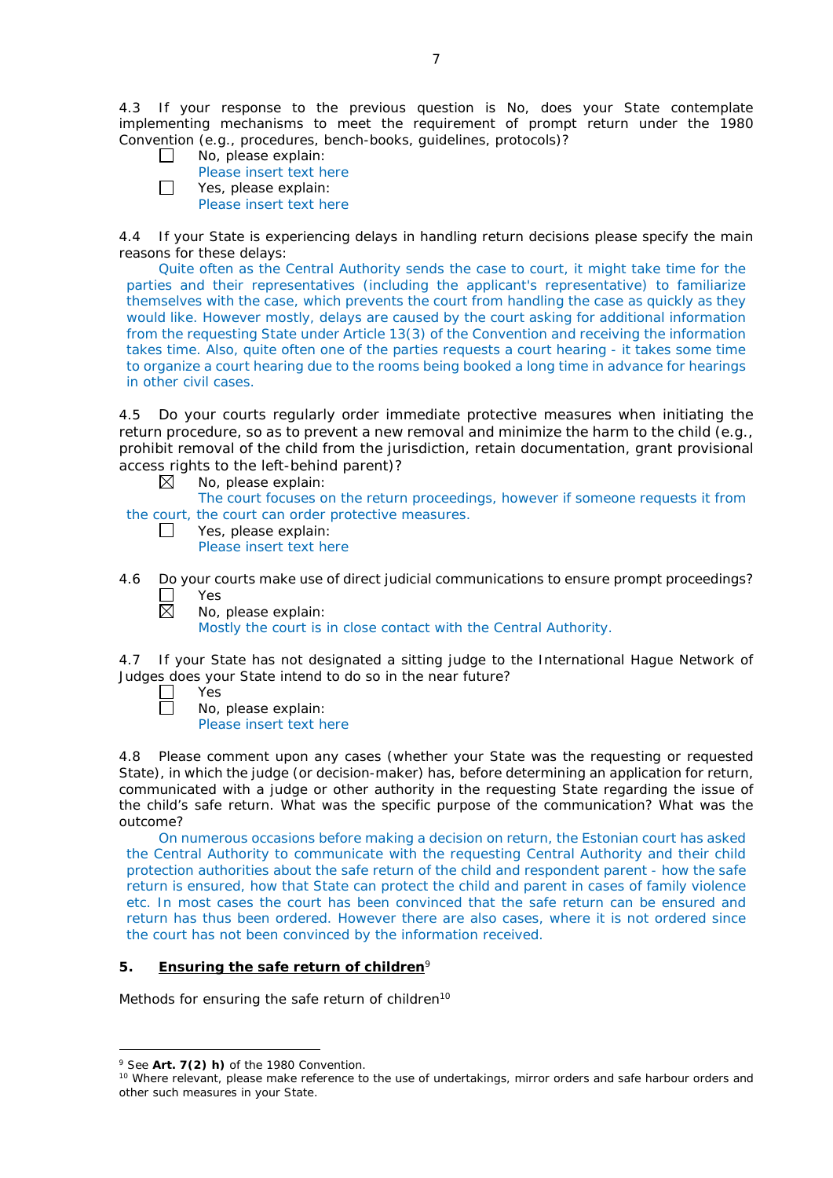4.3 If your response to the previous question is No, does your State contemplate implementing mechanisms to meet the requirement of prompt return under the 1980 Convention (e.g., procedures, bench-books, guidelines, protocols)?

☐ No, please explain:
Please insert text here

☐ Yes, please explain:
Please insert text here

4.4 If your State is experiencing delays in handling return decisions please specify the main reasons for these delays:

Quite often as the Central Authority sends the case to court, it might take time for the parties and their representatives (including the applicant's representative) to familiarize themselves with the case, which prevents the court from handling the case as quickly as they would like. However mostly, delays are caused by the court asking for additional information from the requesting State under Article 13(3) of the Convention and receiving the information takes time. Also, quite often one of the parties requests a court hearing - it takes some time to organize a court hearing due to the rooms being booked a long time in advance for hearings in other civil cases.

4.5 Do your courts regularly order immediate protective measures when initiating the return procedure, so as to prevent a new removal and minimize the harm to the child (e.g., prohibit removal of the child from the jurisdiction, retain documentation, grant provisional access rights to the left-behind parent)?

☒ No, please explain:
The court focuses on the return proceedings, however if someone requests it from the court, the court can order protective measures.

☐ Yes, please explain:
Please insert text here

4.6 Do your courts make use of direct judicial communications to ensure prompt proceedings?

☐ Yes

☒ No, please explain:
Mostly the court is in close contact with the Central Authority.

4.7 If your State has not designated a sitting judge to the International Hague Network of Judges does your State intend to do so in the near future?

☐ Yes

☐ No, please explain:
Please insert text here

4.8 Please comment upon any cases (whether your State was the requesting or requested State), in which the judge (or decision-maker) has, before determining an application for return, communicated with a judge or other authority in the requesting State regarding the issue of the child's safe return. What was the specific purpose of the communication? What was the outcome?

On numerous occasions before making a decision on return, the Estonian court has asked the Central Authority to communicate with the requesting Central Authority and their child protection authorities about the safe return of the child and respondent parent - how the safe return is ensured, how that State can protect the child and parent in cases of family violence etc. In most cases the court has been convinced that the safe return can be ensured and return has thus been ordered. However there are also cases, where it is not ordered since the court has not been convinced by the information received.

## 5. Ensuring the safe return of children[9]

Methods for ensuring the safe return of children[10]

---

[9] See **Art. 7(2) h)** of the 1980 Convention.

[10] Where relevant, please make reference to the use of undertakings, mirror orders and safe harbour orders and other such measures in your State.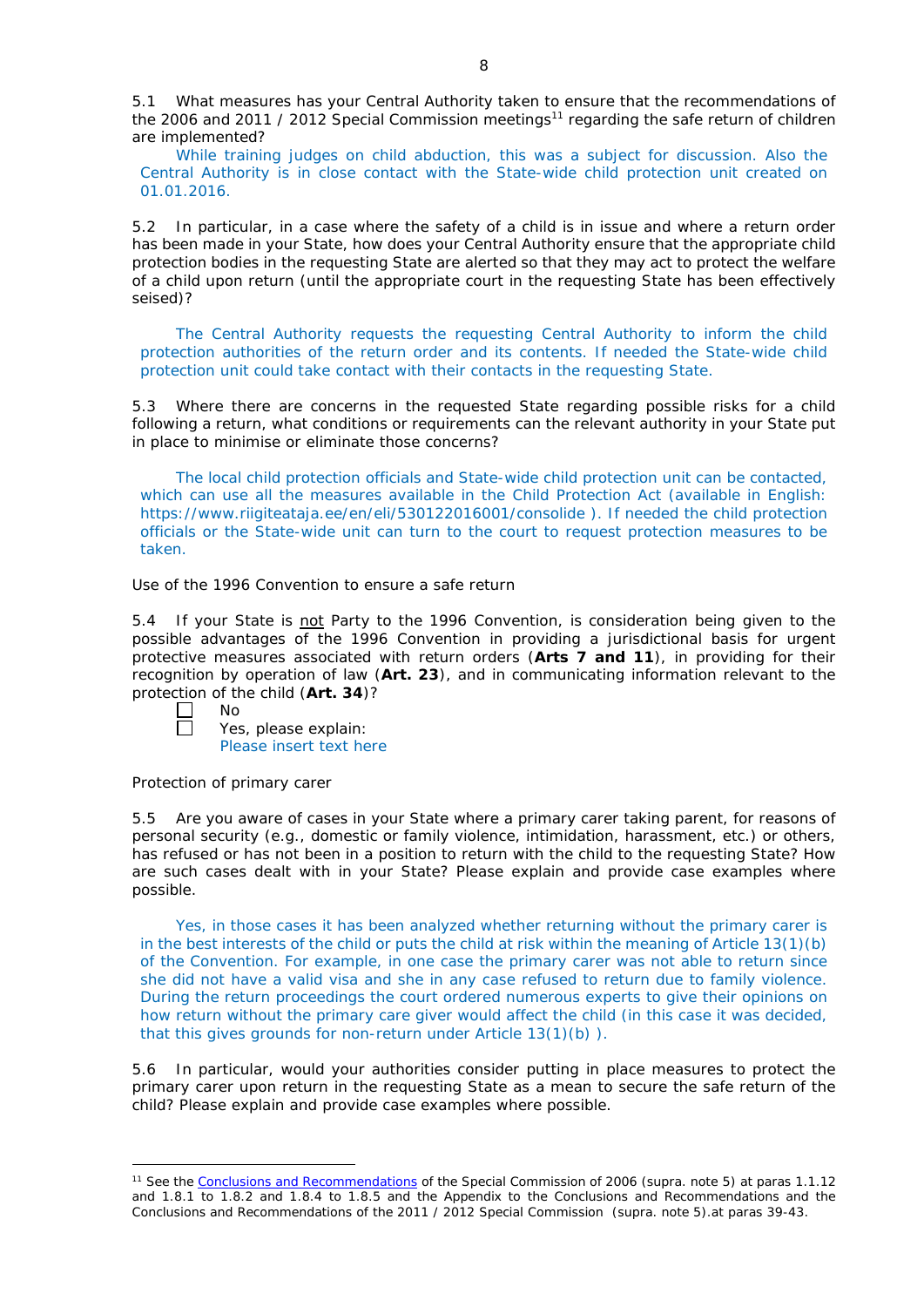5.1 What measures has your Central Authority taken to ensure that the recommendations of the 2006 and 2011 / 2012 Special Commission meetings[11] regarding the safe return of children are implemented?

While training judges on child abduction, this was a subject for discussion. Also the Central Authority is in close contact with the State-wide child protection unit created on 01.01.2016.

5.2 In particular, in a case where the safety of a child is in issue and where a return order has been made in your State, how does your Central Authority ensure that the appropriate child protection bodies in the requesting State are alerted so that they may act to protect the welfare of a child upon return (until the appropriate court in the requesting State has been effectively seised)?

The Central Authority requests the requesting Central Authority to inform the child protection authorities of the return order and its contents. If needed the State-wide child protection unit could take contact with their contacts in the requesting State.

5.3 Where there are concerns in the requested State regarding possible risks for a child following a return, what conditions or requirements can the relevant authority in your State put in place to minimise or eliminate those concerns?

The local child protection officials and State-wide child protection unit can be contacted, which can use all the measures available in the Child Protection Act (available in English: https://www.riigiteataja.ee/en/eli/530122016001/consolide ). If needed the child protection officials or the State-wide unit can turn to the court to request protection measures to be taken.

Use of the 1996 Convention to ensure a safe return

5.4 If your State is not Party to the 1996 Convention, is consideration being given to the possible advantages of the 1996 Convention in providing a jurisdictional basis for urgent protective measures associated with return orders (**Arts 7 and 11**), in providing for their recognition by operation of law (**Art. 23**), and in communicating information relevant to the protection of the child (**Art. 34**)?

☐ No
☐ Yes, please explain:
Please insert text here

Protection of primary carer

5.5 Are you aware of cases in your State where a primary carer taking parent, for reasons of personal security (e.g., domestic or family violence, intimidation, harassment, etc.) or others, has refused or has not been in a position to return with the child to the requesting State? How are such cases dealt with in your State? Please explain and provide case examples where possible.

Yes, in those cases it has been analyzed whether returning without the primary carer is in the best interests of the child or puts the child at risk within the meaning of Article 13(1)(b) of the Convention. For example, in one case the primary carer was not able to return since she did not have a valid visa and she in any case refused to return due to family violence. During the return proceedings the court ordered numerous experts to give their opinions on how return without the primary care giver would affect the child (in this case it was decided, that this gives grounds for non-return under Article 13(1)(b) ).

5.6 In particular, would your authorities consider putting in place measures to protect the primary carer upon return in the requesting State as a mean to secure the safe return of the child? Please explain and provide case examples where possible.

[11] See the Conclusions and Recommendations of the Special Commission of 2006 (supra. note 5) at paras 1.1.12 and 1.8.1 to 1.8.2 and 1.8.4 to 1.8.5 and the Appendix to the Conclusions and Recommendations and the Conclusions and Recommendations of the 2011 / 2012 Special Commission (supra. note 5).at paras 39-43.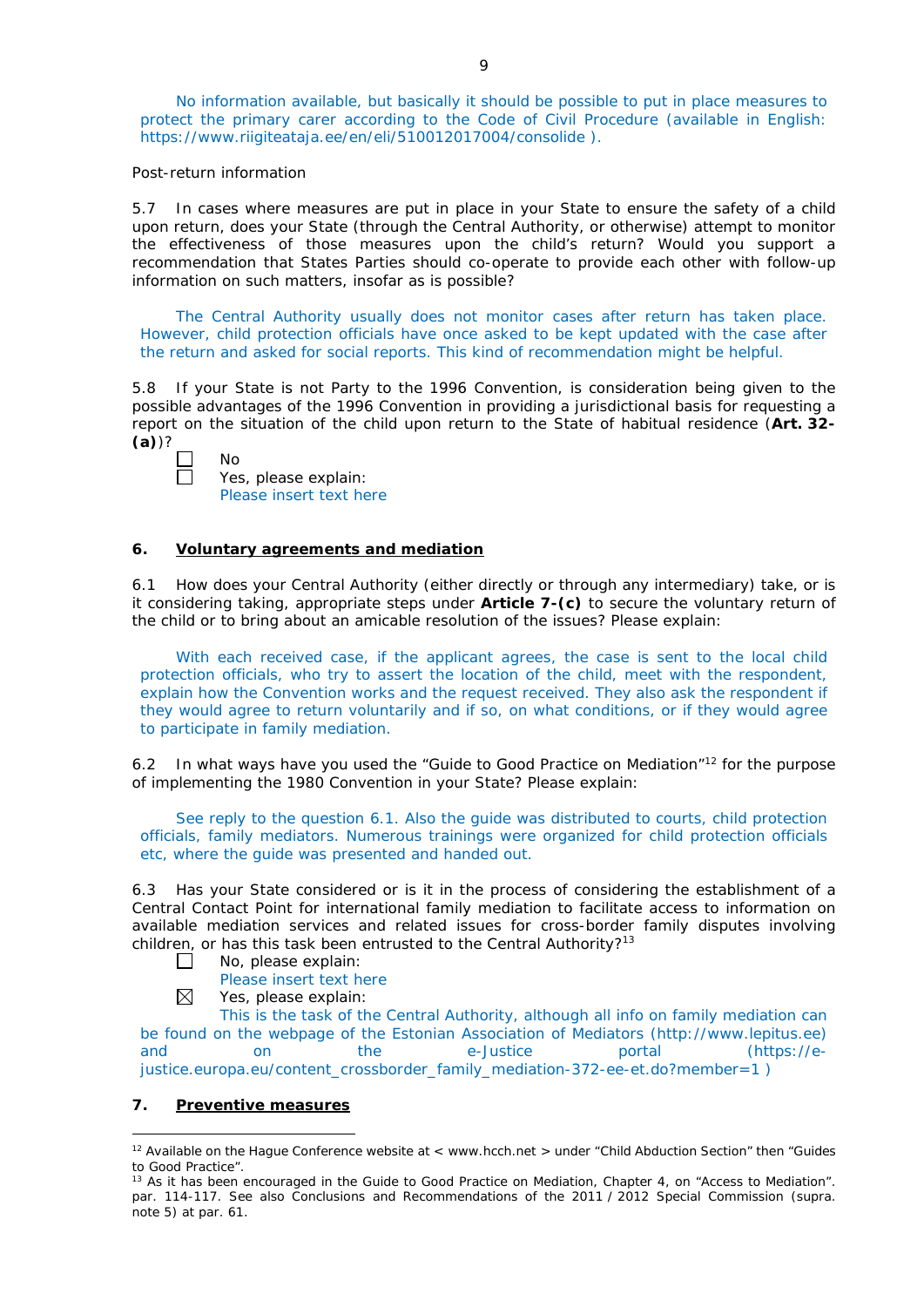No information available, but basically it should be possible to put in place measures to protect the primary carer according to the Code of Civil Procedure (available in English: https://www.riigiteataja.ee/en/eli/510012017004/consolide ).

Post-return information

5.7 In cases where measures are put in place in your State to ensure the safety of a child upon return, does your State (through the Central Authority, or otherwise) attempt to monitor the effectiveness of those measures upon the child's return? Would you support a recommendation that States Parties should co-operate to provide each other with follow-up information on such matters, insofar as is possible?

The Central Authority usually does not monitor cases after return has taken place. However, child protection officials have once asked to be kept updated with the case after the return and asked for social reports. This kind of recommendation might be helpful.

5.8 If your State is not Party to the 1996 Convention, is consideration being given to the possible advantages of the 1996 Convention in providing a jurisdictional basis for requesting a report on the situation of the child upon return to the State of habitual residence (**Art. 32-(a)**)?

☐ No
☐ Yes, please explain:
Please insert text here

## 6. Voluntary agreements and mediation

6.1 How does your Central Authority (either directly or through any intermediary) take, or is it considering taking, appropriate steps under **Article 7-(c)** to secure the voluntary return of the child or to bring about an amicable resolution of the issues? Please explain:

With each received case, if the applicant agrees, the case is sent to the local child protection officials, who try to assert the location of the child, meet with the respondent, explain how the Convention works and the request received. They also ask the respondent if they would agree to return voluntarily and if so, on what conditions, or if they would agree to participate in family mediation.

6.2 In what ways have you used the "Guide to Good Practice on Mediation"[12] for the purpose of implementing the 1980 Convention in your State? Please explain:

See reply to the question 6.1. Also the guide was distributed to courts, child protection officials, family mediators. Numerous trainings were organized for child protection officials etc, where the guide was presented and handed out.

6.3 Has your State considered or is it in the process of considering the establishment of a Central Contact Point for international family mediation to facilitate access to information on available mediation services and related issues for cross-border family disputes involving children, or has this task been entrusted to the Central Authority?[13]

☐ No, please explain:
Please insert text here
☒ Yes, please explain:
This is the task of the Central Authority, although all info on family mediation can be found on the webpage of the Estonian Association of Mediators (http://www.lepitus.ee) and on the e-Justice portal (https://e-justice.europa.eu/content_crossborder_family_mediation-372-ee-et.do?member=1 )

## 7. Preventive measures

---

[12] Available on the Hague Conference website at < www.hcch.net > under "Child Abduction Section" then "Guides to Good Practice".

[13] As it has been encouraged in the Guide to Good Practice on Mediation, Chapter 4, on "Access to Mediation". par. 114-117. See also Conclusions and Recommendations of the 2011 / 2012 Special Commission (supra. note 5) at par. 61.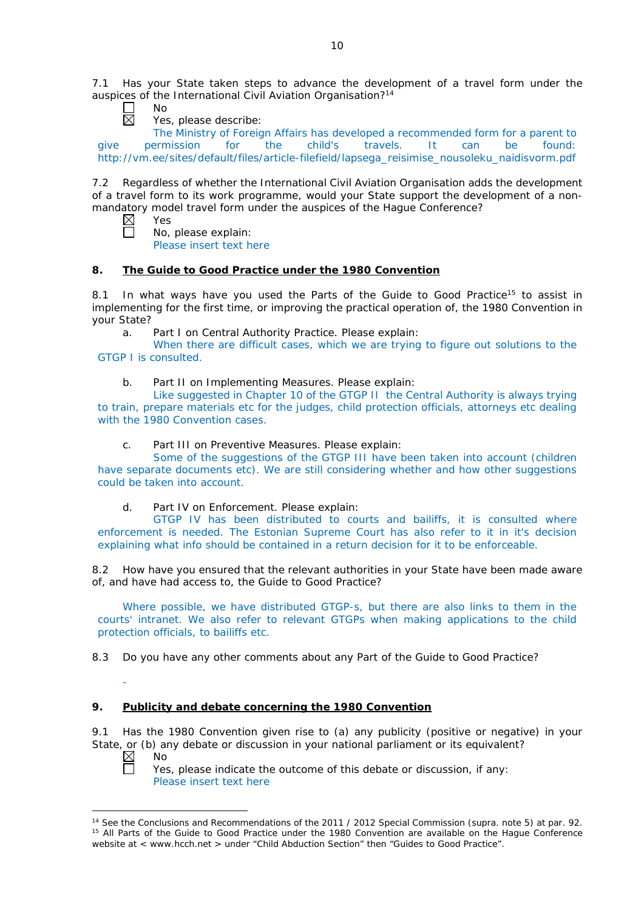7.1 Has your State taken steps to advance the development of a travel form under the auspices of the International Civil Aviation Organisation?[14]

☐ No
☒ Yes, please describe:
The Ministry of Foreign Affairs has developed a recommended form for a parent to give permission for the child's travels. It can be found: http://vm.ee/sites/default/files/article-filefield/lapsega_reisimise_nousoleku_naidisvorm.pdf

7.2 Regardless of whether the International Civil Aviation Organisation adds the development of a travel form to its work programme, would your State support the development of a non-mandatory model travel form under the auspices of the Hague Conference?

☒ Yes
☐ No, please explain:
Please insert text here

## 8. The Guide to Good Practice under the 1980 Convention

8.1 In what ways have you used the Parts of the Guide to Good Practice[15] to assist in implementing for the first time, or improving the practical operation of, the 1980 Convention in your State?

a. Part I on Central Authority Practice. Please explain:
When there are difficult cases, which we are trying to figure out solutions to the GTGP I is consulted.

b. Part II on Implementing Measures. Please explain:
Like suggested in Chapter 10 of the GTGP II the Central Authority is always trying to train, prepare materials etc for the judges, child protection officials, attorneys etc dealing with the 1980 Convention cases.

c. Part III on Preventive Measures. Please explain:
Some of the suggestions of the GTGP III have been taken into account (children have separate documents etc). We are still considering whether and how other suggestions could be taken into account.

d. Part IV on Enforcement. Please explain:
GTGP IV has been distributed to courts and bailiffs, it is consulted where enforcement is needed. The Estonian Supreme Court has also refer to it in it's decision explaining what info should be contained in a return decision for it to be enforceable.

8.2 How have you ensured that the relevant authorities in your State have been made aware of, and have had access to, the Guide to Good Practice?

Where possible, we have distributed GTGP-s, but there are also links to them in the courts' intranet. We also refer to relevant GTGPs when making applications to the child protection officials, to bailiffs etc.

8.3 Do you have any other comments about any Part of the Guide to Good Practice?

-

## 9. Publicity and debate concerning the 1980 Convention

9.1 Has the 1980 Convention given rise to (a) any publicity (positive or negative) in your State, or (b) any debate or discussion in your national parliament or its equivalent?

☒ No
☐ Yes, please indicate the outcome of this debate or discussion, if any:
Please insert text here

---

[14] See the Conclusions and Recommendations of the 2011 / 2012 Special Commission (supra. note 5) at par. 92.

[15] All Parts of the Guide to Good Practice under the 1980 Convention are available on the Hague Conference website at < www.hcch.net > under "Child Abduction Section" then "Guides to Good Practice".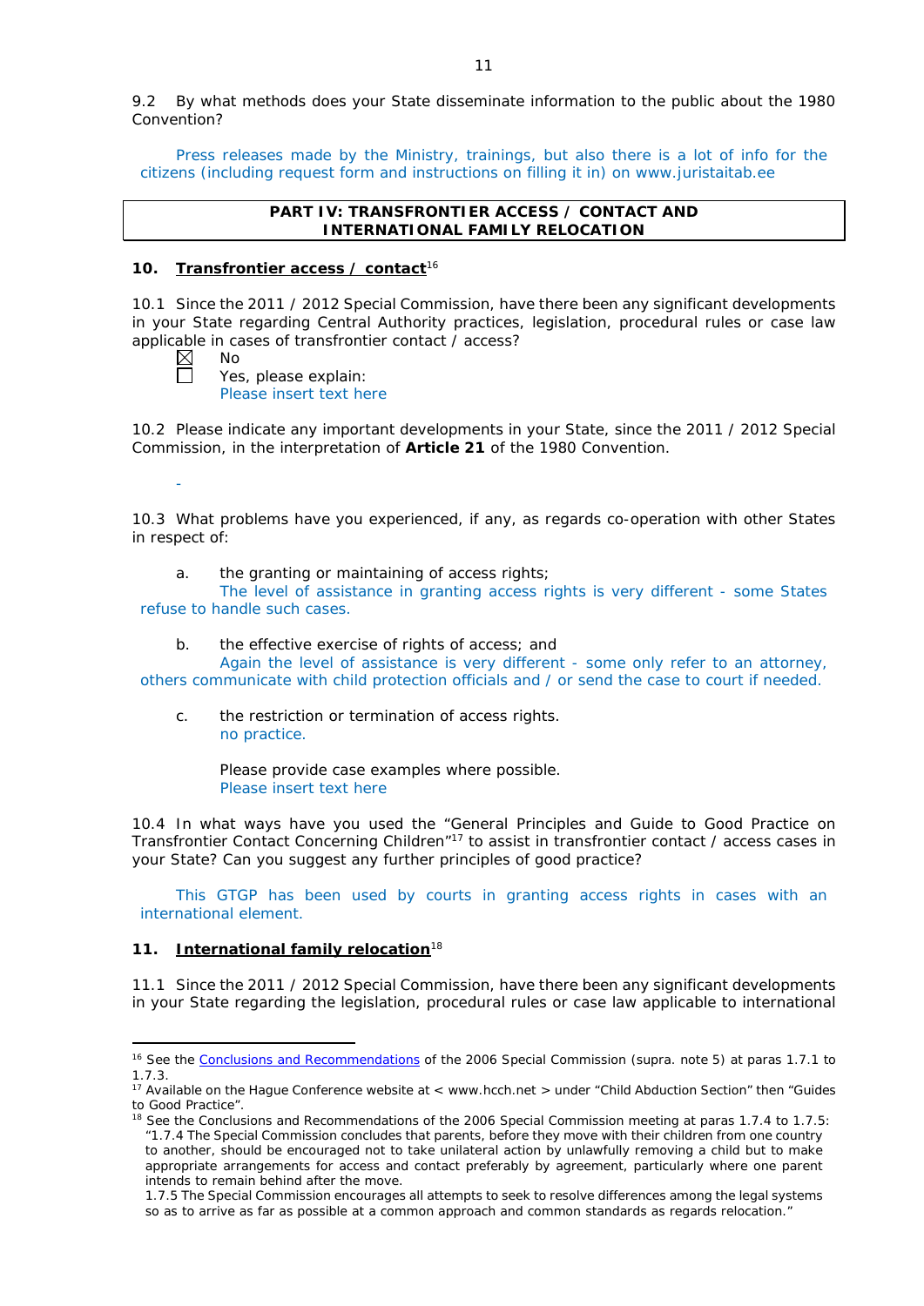9.2 By what methods does your State disseminate information to the public about the 1980 Convention?

Press releases made by the Ministry, trainings, but also there is a lot of info for the citizens (including request form and instructions on filling it in) on www.juristaitab.ee

**PART IV: TRANSFRONTIER ACCESS / CONTACT AND INTERNATIONAL FAMILY RELOCATION**

## 10. Transfrontier access / contact[16]

10.1 Since the 2011 / 2012 Special Commission, have there been any significant developments in your State regarding Central Authority practices, legislation, procedural rules or case law applicable in cases of transfrontier contact / access?

☒ No
☐ Yes, please explain:
Please insert text here

10.2 Please indicate any important developments in your State, since the 2011 / 2012 Special Commission, in the interpretation of **Article 21** of the 1980 Convention.

-

10.3 What problems have you experienced, if any, as regards co-operation with other States in respect of:

a. the granting or maintaining of access rights;
The level of assistance in granting access rights is very different - some States refuse to handle such cases.

b. the effective exercise of rights of access; and
Again the level of assistance is very different - some only refer to an attorney, others communicate with child protection officials and / or send the case to court if needed.

c. the restriction or termination of access rights.
no practice.

Please provide case examples where possible.
Please insert text here

10.4 In what ways have you used the "General Principles and Guide to Good Practice on Transfrontier Contact Concerning Children"[17] to assist in transfrontier contact / access cases in your State? Can you suggest any further principles of good practice?

This GTGP has been used by courts in granting access rights in cases with an international element.

## 11. International family relocation[18]

11.1 Since the 2011 / 2012 Special Commission, have there been any significant developments in your State regarding the legislation, procedural rules or case law applicable to international

---

[16] See the Conclusions and Recommendations of the 2006 Special Commission (supra. note 5) at paras 1.7.1 to 1.7.3.

[17] Available on the Hague Conference website at < www.hcch.net > under "Child Abduction Section" then "Guides to Good Practice".

[18] See the Conclusions and Recommendations of the 2006 Special Commission meeting at paras 1.7.4 to 1.7.5:
"1.7.4 The Special Commission concludes that parents, before they move with their children from one country to another, should be encouraged not to take unilateral action by unlawfully removing a child but to make appropriate arrangements for access and contact preferably by agreement, particularly where one parent intends to remain behind after the move.
1.7.5 The Special Commission encourages all attempts to seek to resolve differences among the legal systems so as to arrive as far as possible at a common approach and common standards as regards relocation."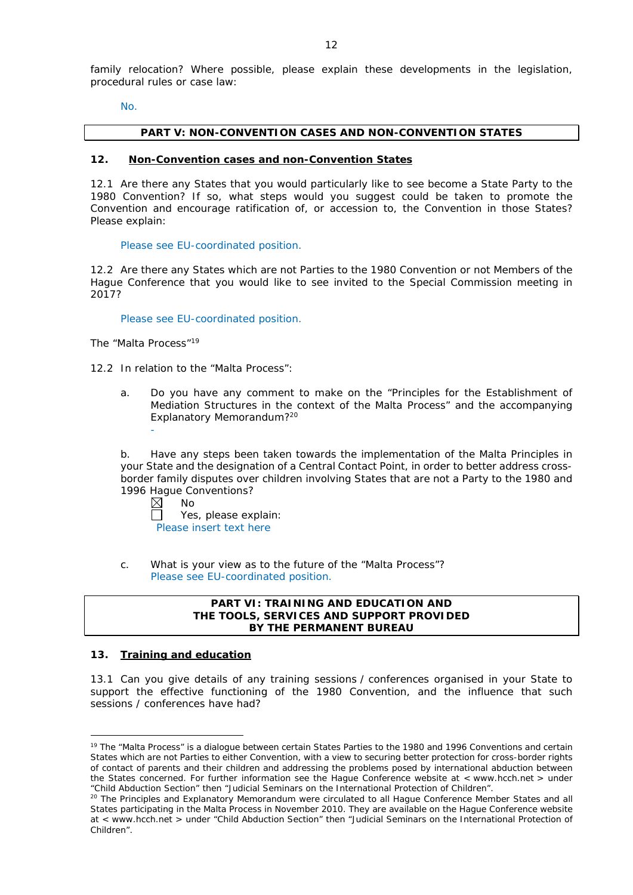family relocation? Where possible, please explain these developments in the legislation, procedural rules or case law:

No.

## PART V: NON-CONVENTION CASES AND NON-CONVENTION STATES

### 12. Non-Convention cases and non-Convention States

12.1 Are there any States that you would particularly like to see become a State Party to the 1980 Convention? If so, what steps would you suggest could be taken to promote the Convention and encourage ratification of, or accession to, the Convention in those States? Please explain:

Please see EU-coordinated position.

12.2 Are there any States which are not Parties to the 1980 Convention or not Members of the Hague Conference that you would like to see invited to the Special Commission meeting in 2017?

Please see EU-coordinated position.

The "Malta Process"[19]

12.2 In relation to the "Malta Process":

a. Do you have any comment to make on the "Principles for the Establishment of Mediation Structures in the context of the Malta Process" and the accompanying Explanatory Memorandum?[20]

-

b. Have any steps been taken towards the implementation of the Malta Principles in your State and the designation of a Central Contact Point, in order to better address cross-border family disputes over children involving States that are not a Party to the 1980 and 1996 Hague Conventions?

☒ No

☐ Yes, please explain:

Please insert text here

c. What is your view as to the future of the "Malta Process"?

Please see EU-coordinated position.

## PART VI: TRAINING AND EDUCATION AND THE TOOLS, SERVICES AND SUPPORT PROVIDED BY THE PERMANENT BUREAU

### 13. Training and education

13.1 Can you give details of any training sessions / conferences organised in your State to support the effective functioning of the 1980 Convention, and the influence that such sessions / conferences have had?

---

[19] The "Malta Process" is a dialogue between certain States Parties to the 1980 and 1996 Conventions and certain States which are not Parties to either Convention, with a view to securing better protection for cross-border rights of contact of parents and their children and addressing the problems posed by international abduction between the States concerned. For further information see the Hague Conference website at < www.hcch.net > under "Child Abduction Section" then "Judicial Seminars on the International Protection of Children".

[20] The Principles and Explanatory Memorandum were circulated to all Hague Conference Member States and all States participating in the Malta Process in November 2010. They are available on the Hague Conference website at < www.hcch.net > under "Child Abduction Section" then "Judicial Seminars on the International Protection of Children".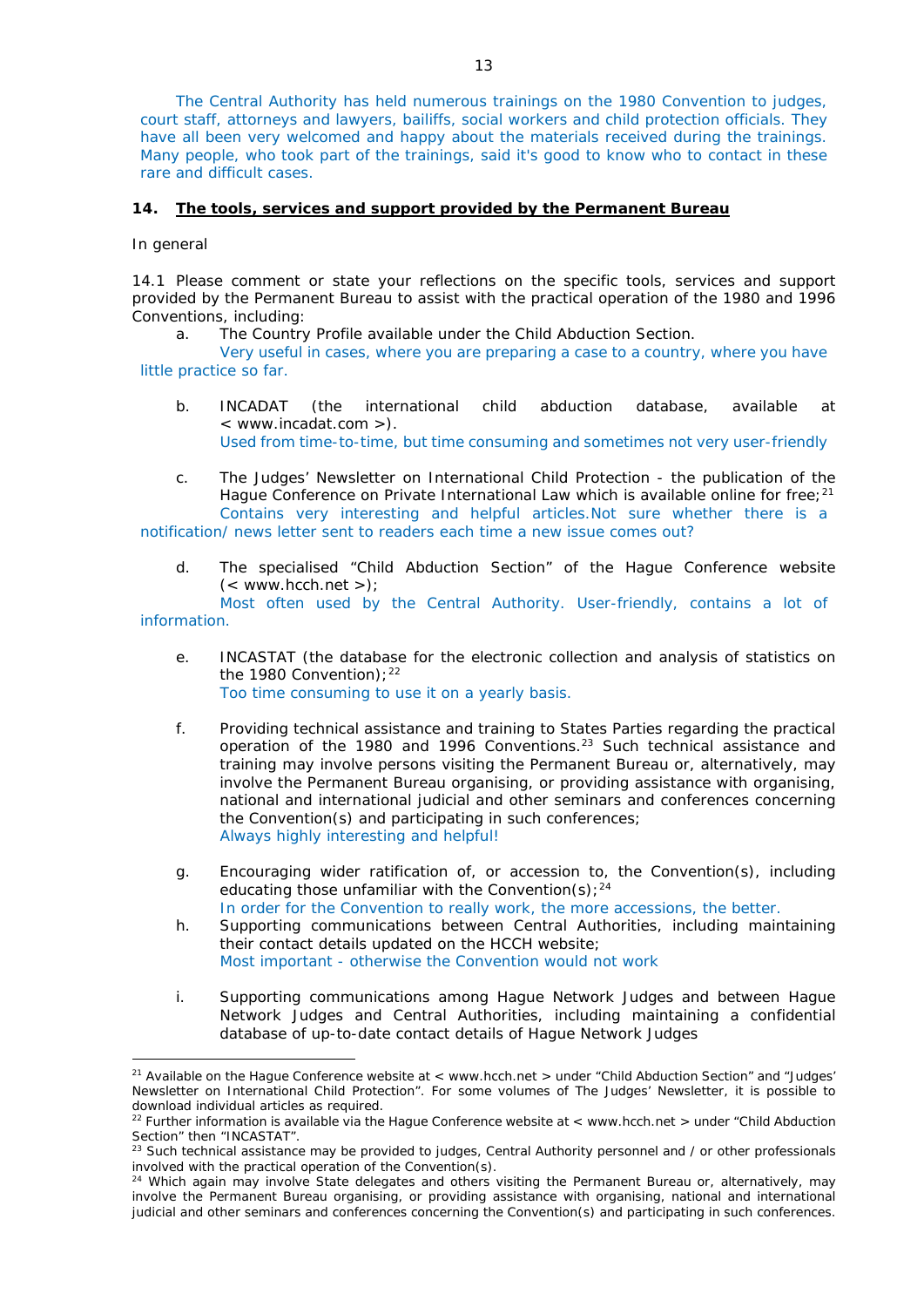The Central Authority has held numerous trainings on the 1980 Convention to judges, court staff, attorneys and lawyers, bailiffs, social workers and child protection officials. They have all been very welcomed and happy about the materials received during the trainings. Many people, who took part of the trainings, said it's good to know who to contact in these rare and difficult cases.

## 14. <u>The tools, services and support provided by the Permanent Bureau</u>

In general

14.1 Please comment or state your reflections on the specific tools, services and support provided by the Permanent Bureau to assist with the practical operation of the 1980 and 1996 Conventions, including:

a. The Country Profile available under the Child Abduction Section.

Very useful in cases, where you are preparing a case to a country, where you have little practice so far.

b. INCADAT (the international child abduction database, available at < www.incadat.com >).

Used from time-to-time, but time consuming and sometimes not very user-friendly

c. The Judges' Newsletter on International Child Protection - the publication of the Hague Conference on Private International Law which is available online for free;[21]

Contains very interesting and helpful articles.Not sure whether there is a notification/ news letter sent to readers each time a new issue comes out?

d. The specialised "Child Abduction Section" of the Hague Conference website (< www.hcch.net >);

Most often used by the Central Authority. User-friendly, contains a lot of information.

e. INCASTAT (the database for the electronic collection and analysis of statistics on the 1980 Convention);[22]

Too time consuming to use it on a yearly basis.

f. Providing technical assistance and training to States Parties regarding the practical operation of the 1980 and 1996 Conventions.[23] Such technical assistance and training may involve persons visiting the Permanent Bureau or, alternatively, may involve the Permanent Bureau organising, or providing assistance with organising, national and international judicial and other seminars and conferences concerning the Convention(s) and participating in such conferences;

Always highly interesting and helpful!

g. Encouraging wider ratification of, or accession to, the Convention(s), including educating those unfamiliar with the Convention(s);[24]

In order for the Convention to really work, the more accessions, the better.

h. Supporting communications between Central Authorities, including maintaining their contact details updated on the HCCH website;

Most important - otherwise the Convention would not work

i. Supporting communications among Hague Network Judges and between Hague Network Judges and Central Authorities, including maintaining a confidential database of up-to-date contact details of Hague Network Judges

---

[21] Available on the Hague Conference website at < www.hcch.net > under "Child Abduction Section" and "Judges' Newsletter on International Child Protection". For some volumes of The Judges' Newsletter, it is possible to download individual articles as required.

[22] Further information is available via the Hague Conference website at < www.hcch.net > under "Child Abduction Section" then "INCASTAT".

[23] Such technical assistance may be provided to judges, Central Authority personnel and / or other professionals involved with the practical operation of the Convention(s).

[24] Which again may involve State delegates and others visiting the Permanent Bureau or, alternatively, may involve the Permanent Bureau organising, or providing assistance with organising, national and international judicial and other seminars and conferences concerning the Convention(s) and participating in such conferences.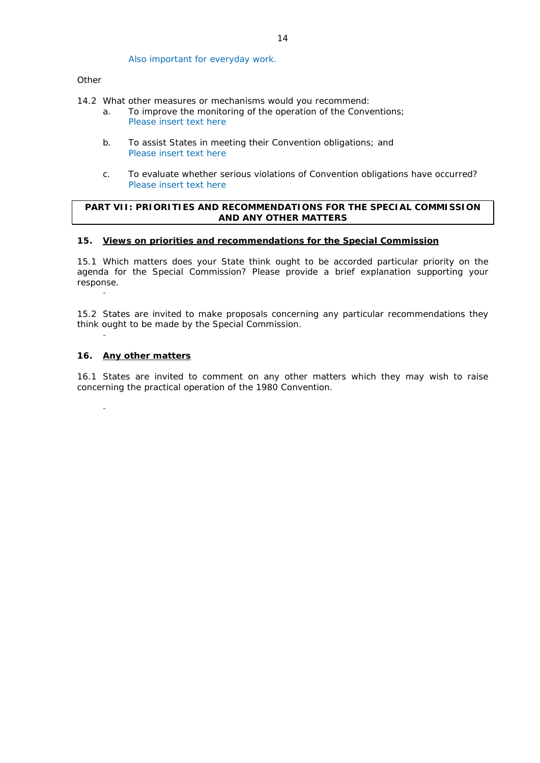Also important for everyday work.

Other

14.2 What other measures or mechanisms would you recommend:

a. To improve the monitoring of the operation of the Conventions;
   Please insert text here

b. To assist States in meeting their Convention obligations; and
   Please insert text here

c. To evaluate whether serious violations of Convention obligations have occurred?
   Please insert text here

## PART VII: PRIORITIES AND RECOMMENDATIONS FOR THE SPECIAL COMMISSION AND ANY OTHER MATTERS

### 15. Views on priorities and recommendations for the Special Commission

15.1 Which matters does your State think ought to be accorded particular priority on the agenda for the Special Commission? Please provide a brief explanation supporting your response.

-

15.2 States are invited to make proposals concerning any particular recommendations they think ought to be made by the Special Commission.

-

### 16. Any other matters

16.1 States are invited to comment on any other matters which they may wish to raise concerning the practical operation of the 1980 Convention.

-